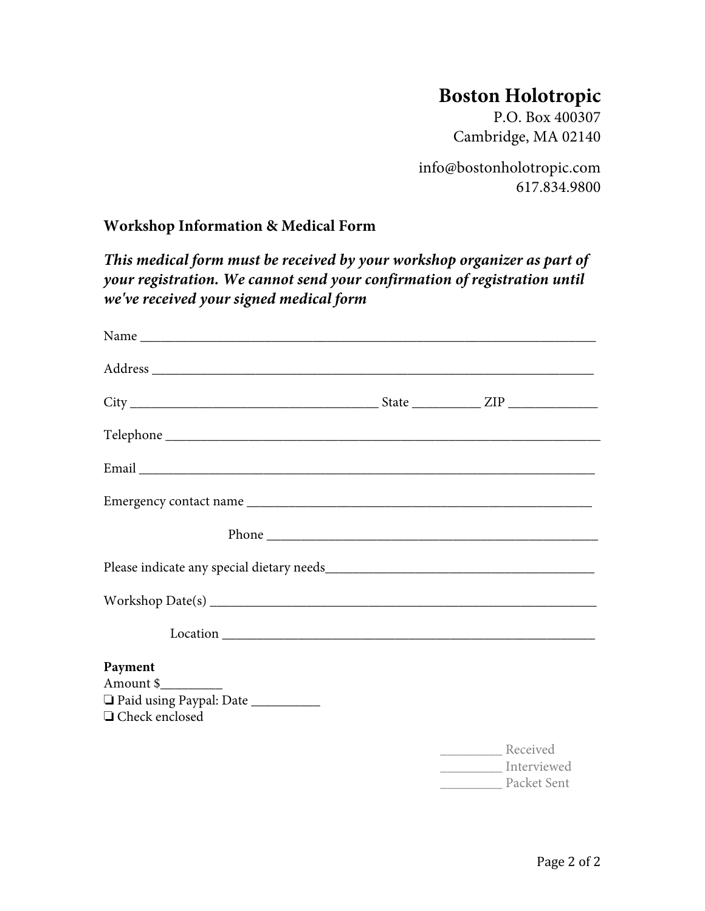# Boston Holotropic

P.O. Box 400307
Cambridge, MA 02140

info@bostonholotropic.com
617.834.9800

## Workshop Information & Medical Form

***This medical form must be received by your workshop organizer as part of your registration. We cannot send your confirmation of registration until we've received your signed medical form***

Name ___________________________________________________________________

Address _________________________________________________________________

City ____________________________________ State __________ ZIP _____________

Telephone _______________________________________________________________

Email ___________________________________________________________________

Emergency contact name _________________________________________________

Phone ________________________________________________

Please indicate any special dietary needs_______________________________________

Workshop Date(s) _______________________________________________________

Location _____________________________________________________

**Payment**

Amount $_________

❏ Paid using Paypal: Date __________

❏ Check enclosed

_________ Received

_________ Interviewed

_________ Packet Sent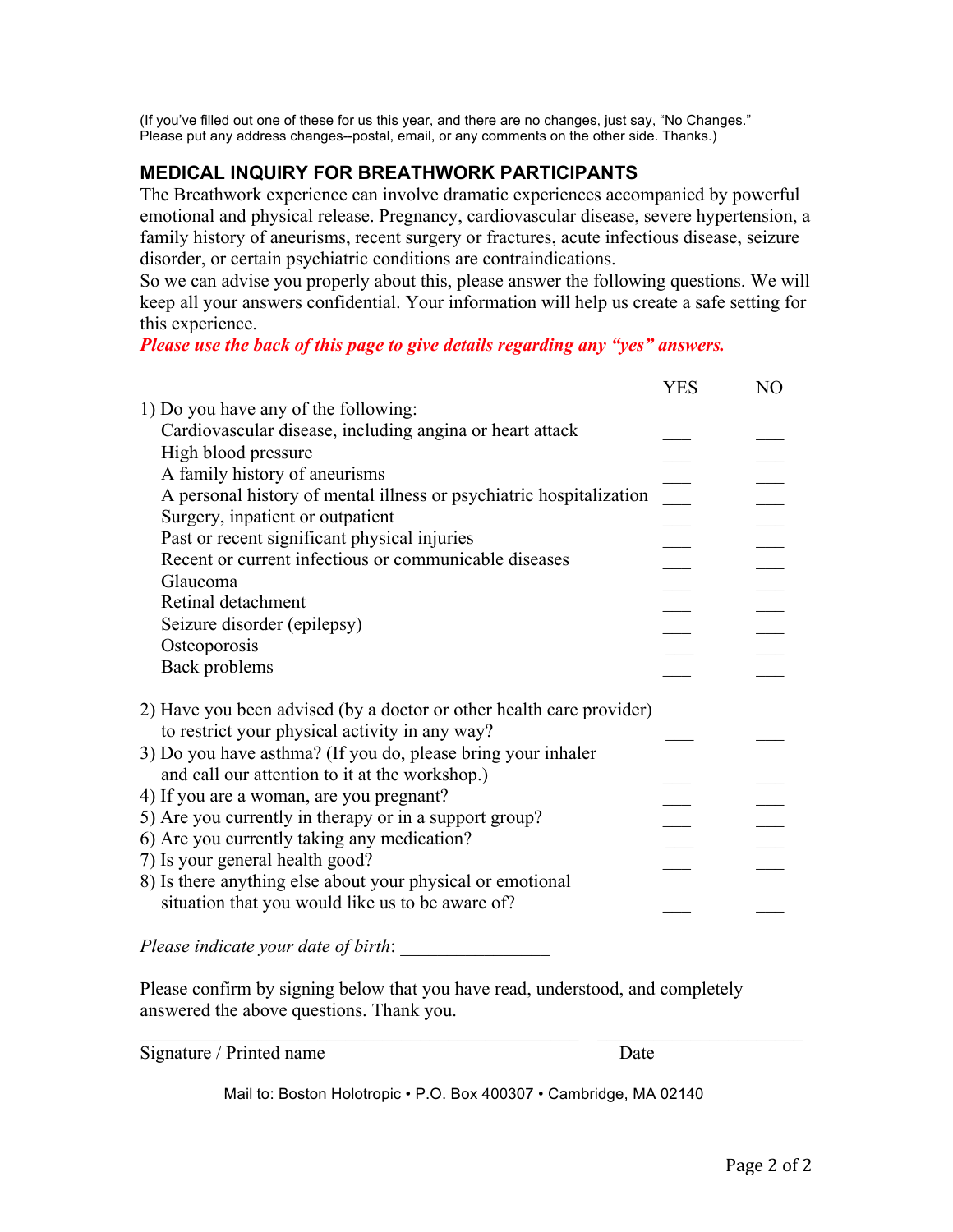(If you've filled out one of these for us this year, and there are no changes, just say, "No Changes." Please put any address changes--postal, email, or any comments on the other side. Thanks.)

## MEDICAL INQUIRY FOR BREATHWORK PARTICIPANTS

The Breathwork experience can involve dramatic experiences accompanied by powerful emotional and physical release. Pregnancy, cardiovascular disease, severe hypertension, a family history of aneurisms, recent surgery or fractures, acute infectious disease, seizure disorder, or certain psychiatric conditions are contraindications.

So we can advise you properly about this, please answer the following questions. We will keep all your answers confidential. Your information will help us create a safe setting for this experience.

***Please use the back of this page to give details regarding any "yes" answers.***

| | YES | NO |
|---|---|---|
| 1) Do you have any of the following: | | |
| Cardiovascular disease, including angina or heart attack | ___ | ___ |
| High blood pressure | ___ | ___ |
| A family history of aneurisms | ___ | ___ |
| A personal history of mental illness or psychiatric hospitalization | ___ | ___ |
| Surgery, inpatient or outpatient | ___ | ___ |
| Past or recent significant physical injuries | ___ | ___ |
| Recent or current infectious or communicable diseases | ___ | ___ |
| Glaucoma | ___ | ___ |
| Retinal detachment | ___ | ___ |
| Seizure disorder (epilepsy) | ___ | ___ |
| Osteoporosis | ___ | ___ |
| Back problems | ___ | ___ |
| 2) Have you been advised (by a doctor or other health care provider) to restrict your physical activity in any way? | ___ | ___ |
| 3) Do you have asthma? (If you do, please bring your inhaler and call our attention to it at the workshop.) | ___ | ___ |
| 4) If you are a woman, are you pregnant? | ___ | ___ |
| 5) Are you currently in therapy or in a support group? | ___ | ___ |
| 6) Are you currently taking any medication? | ___ | ___ |
| 7) Is your general health good? | ___ | ___ |
| 8) Is there anything else about your physical or emotional situation that you would like us to be aware of? | ___ | ___ |

*Please indicate your date of birth*: _______________

Please confirm by signing below that you have read, understood, and completely answered the above questions. Thank you.

_____________________________________________ _______________________

Signature / Printed name Date

Mail to: Boston Holotropic • P.O. Box 400307 • Cambridge, MA 02140